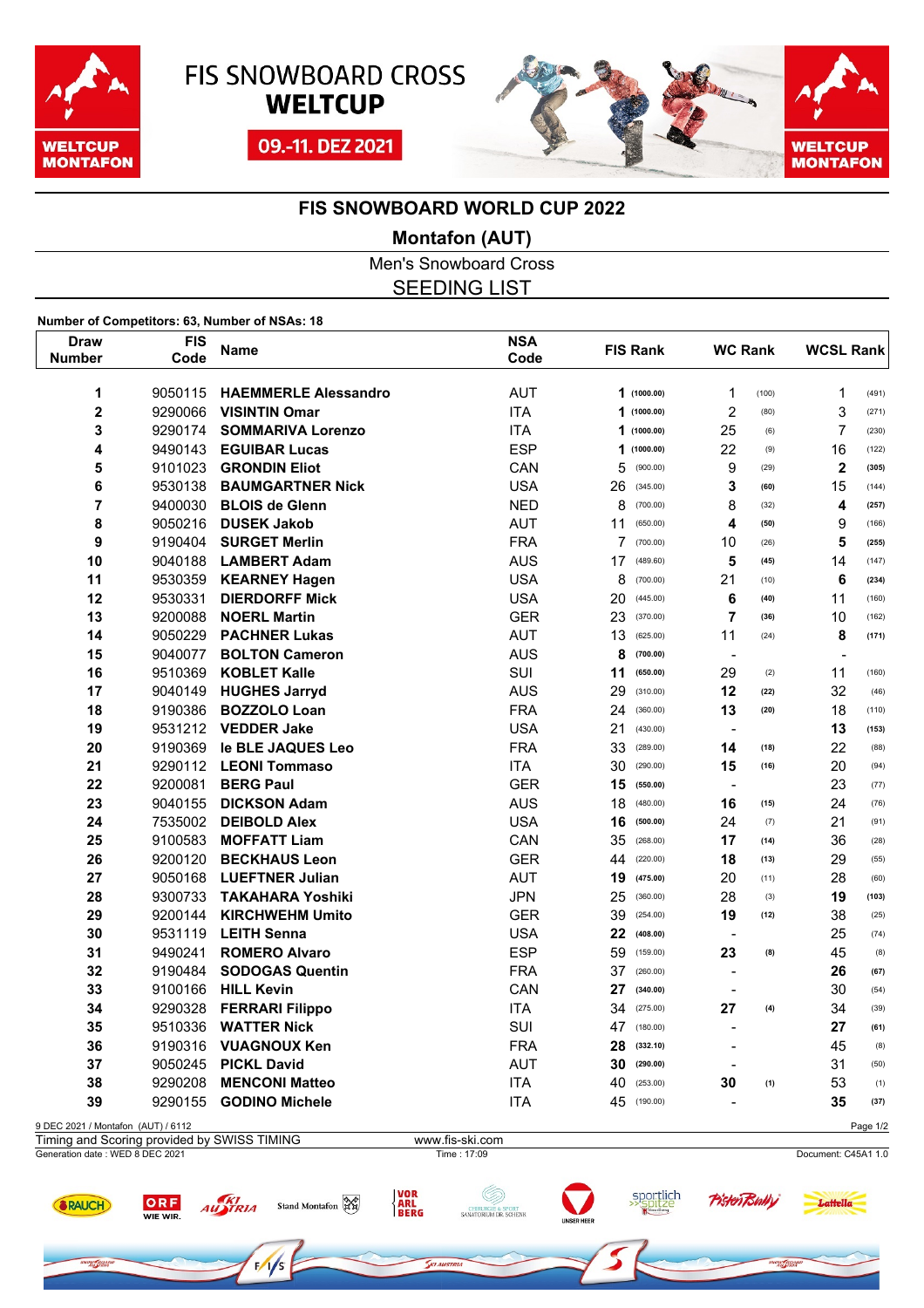# FIS SNOWBOARD CROSS WELTCUP

09.-11. DEZ 2021

## FIS SNOWBOARD WORLD CUP 2022

### Montafon (AUT)

Men's Snowboard Cross

SEEDING LIST

**Number of Competitors: 63, Number of NSAs: 18**

| Draw Number | FIS Code | Name | NSA Code | FIS Rank | | WC Rank | | WCSL Rank | |
|---|---|---|---|---|---|---|---|---|---|
| 1 | 9050115 | **HAEMMERLE Alessandro** | AUT | **1** | **(1000.00)** | 1 | (100) | 1 | (491) |
| 2 | 9290066 | **VISINTIN Omar** | ITA | **1** | **(1000.00)** | 2 | (80) | 3 | (271) |
| 3 | 9290174 | **SOMMARIVA Lorenzo** | ITA | **1** | **(1000.00)** | 25 | (6) | 7 | (230) |
| 4 | 9490143 | **EGUIBAR Lucas** | ESP | **1** | **(1000.00)** | 22 | (9) | 16 | (122) |
| 5 | 9101023 | **GRONDIN Eliot** | CAN | 5 | (900.00) | 9 | (29) | **2** | **(305)** |
| 6 | 9530138 | **BAUMGARTNER Nick** | USA | 26 | (345.00) | **3** | **(60)** | 15 | (144) |
| 7 | 9400030 | **BLOIS de Glenn** | NED | 8 | (700.00) | 8 | (32) | **4** | **(257)** |
| 8 | 9050216 | **DUSEK Jakob** | AUT | 11 | (650.00) | **4** | **(50)** | 9 | (166) |
| 9 | 9190404 | **SURGET Merlin** | FRA | 7 | (700.00) | 10 | (26) | **5** | **(255)** |
| 10 | 9040188 | **LAMBERT Adam** | AUS | 17 | (489.60) | **5** | **(45)** | 14 | (147) |
| 11 | 9530359 | **KEARNEY Hagen** | USA | 8 | (700.00) | 21 | (10) | **6** | **(234)** |
| 12 | 9530331 | **DIERDORFF Mick** | USA | 20 | (445.00) | **6** | **(40)** | 11 | (160) |
| 13 | 9200088 | **NOERL Martin** | GER | 23 | (370.00) | **7** | **(36)** | 10 | (162) |
| 14 | 9050229 | **PACHNER Lukas** | AUT | 13 | (625.00) | 11 | (24) | **8** | **(171)** |
| 15 | 9040077 | **BOLTON Cameron** | AUS | **8** | **(700.00)** | - | | - | |
| 16 | 9510369 | **KOBLET Kalle** | SUI | **11** | **(650.00)** | 29 | (2) | 11 | (160) |
| 17 | 9040149 | **HUGHES Jarryd** | AUS | 29 | (310.00) | **12** | **(22)** | 32 | (46) |
| 18 | 9190386 | **BOZZOLO Loan** | FRA | 24 | (360.00) | **13** | **(20)** | 18 | (110) |
| 19 | 9531212 | **VEDDER Jake** | USA | 21 | (430.00) | - | | **13** | **(153)** |
| 20 | 9190369 | **le BLE JAQUES Leo** | FRA | 33 | (289.00) | **14** | **(18)** | 22 | (88) |
| 21 | 9290112 | **LEONI Tommaso** | ITA | 30 | (290.00) | **15** | **(16)** | 20 | (94) |
| 22 | 9200081 | **BERG Paul** | GER | **15** | **(550.00)** | - | | 23 | (77) |
| 23 | 9040155 | **DICKSON Adam** | AUS | 18 | (480.00) | **16** | **(15)** | 24 | (76) |
| 24 | 7535002 | **DEIBOLD Alex** | USA | **16** | **(500.00)** | 24 | (7) | 21 | (91) |
| 25 | 9100583 | **MOFFATT Liam** | CAN | 35 | (268.00) | **17** | **(14)** | 36 | (28) |
| 26 | 9200120 | **BECKHAUS Leon** | GER | 44 | (220.00) | **18** | **(13)** | 29 | (55) |
| 27 | 9050168 | **LUEFTNER Julian** | AUT | **19** | **(475.00)** | 20 | (11) | 28 | (60) |
| 28 | 9300733 | **TAKAHARA Yoshiki** | JPN | 25 | (360.00) | 28 | (3) | **19** | **(103)** |
| 29 | 9200144 | **KIRCHWEHM Umito** | GER | 39 | (254.00) | **19** | **(12)** | 38 | (25) |
| 30 | 9531119 | **LEITH Senna** | USA | **22** | **(408.00)** | - | | 25 | (74) |
| 31 | 9490241 | **ROMERO Alvaro** | ESP | 59 | (159.00) | **23** | **(8)** | 45 | (8) |
| 32 | 9190484 | **SODOGAS Quentin** | FRA | 37 | (260.00) | - | | **26** | **(67)** |
| 33 | 9100166 | **HILL Kevin** | CAN | **27** | **(340.00)** | - | | 30 | (54) |
| 34 | 9290328 | **FERRARI Filippo** | ITA | 34 | (275.00) | **27** | **(4)** | 34 | (39) |
| 35 | 9510336 | **WATTER Nick** | SUI | 47 | (180.00) | - | | **27** | **(61)** |
| 36 | 9190316 | **VUAGNOUX Ken** | FRA | **28** | **(332.10)** | - | | 45 | (8) |
| 37 | 9050245 | **PICKL David** | AUT | **30** | **(290.00)** | - | | 31 | (50) |
| 38 | 9290208 | **MENCONI Matteo** | ITA | 40 | (253.00) | **30** | **(1)** | 53 | (1) |
| 39 | 9290155 | **GODINO Michele** | ITA | 45 | (190.00) | - | | **35** | **(37)** |

9 DEC 2021 / Montafon (AUT) / 6112

Timing and Scoring provided by SWISS TIMING — www.fis-ski.com

Generation date : WED 8 DEC 2021 — Time : 17:09 — Document: C45A1 1.0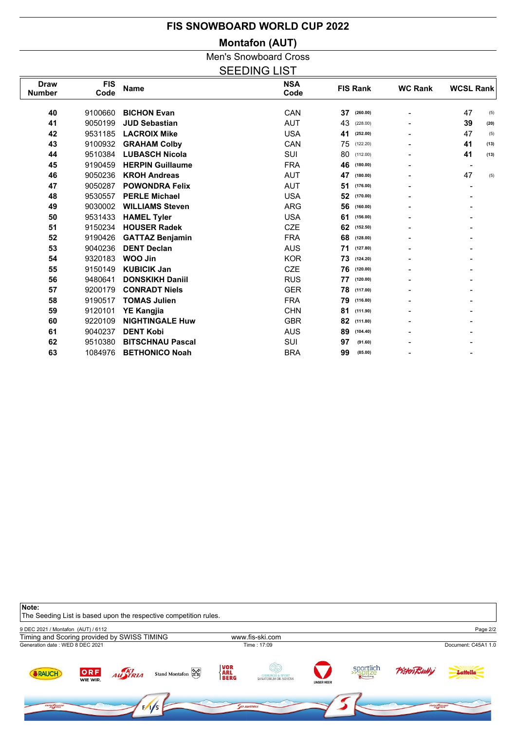# FIS SNOWBOARD WORLD CUP 2022

## Montafon (AUT)

### Men's Snowboard Cross

### SEEDING LIST

| Draw Number | FIS Code | Name | NSA Code | FIS Rank | | WC Rank | WCSL Rank | |
|---|---|---|---|---|---|---|---|---|
| 40 | 9100660 | **BICHON Evan** | CAN | **37** | **(260.00)** | - | 47 | (5) |
| 41 | 9050199 | **JUD Sebastian** | AUT | 43 | (228.00) | - | **39** | **(20)** |
| 42 | 9531185 | **LACROIX Mike** | USA | **41** | **(252.00)** | - | 47 | (5) |
| 43 | 9100932 | **GRAHAM Colby** | CAN | 75 | (122.20) | - | **41** | **(13)** |
| 44 | 9510384 | **LUBASCH Nicola** | SUI | 80 | (112.00) | - | **41** | **(13)** |
| 45 | 9190459 | **HERPIN Guillaume** | FRA | **46** | **(180.00)** | - | - | |
| 46 | 9050236 | **KROH Andreas** | AUT | **47** | **(180.00)** | - | 47 | (5) |
| 47 | 9050287 | **POWONDRA Felix** | AUT | **51** | **(176.00)** | - | - | |
| 48 | 9530557 | **PERLE Michael** | USA | **52** | **(170.00)** | - | - | |
| 49 | 9030002 | **WILLIAMS Steven** | ARG | **56** | **(160.00)** | - | - | |
| 50 | 9531433 | **HAMEL Tyler** | USA | **61** | **(156.00)** | - | - | |
| 51 | 9150234 | **HOUSER Radek** | CZE | **62** | **(152.50)** | - | - | |
| 52 | 9190426 | **GATTAZ Benjamin** | FRA | **68** | **(128.00)** | - | - | |
| 53 | 9040236 | **DENT Declan** | AUS | **71** | **(127.80)** | - | - | |
| 54 | 9320183 | **WOO Jin** | KOR | **73** | **(124.20)** | - | - | |
| 55 | 9150149 | **KUBICIK Jan** | CZE | **76** | **(120.00)** | - | - | |
| 56 | 9480641 | **DONSKIKH Daniil** | RUS | **77** | **(120.00)** | - | - | |
| 57 | 9200179 | **CONRADT Niels** | GER | **78** | **(117.00)** | - | - | |
| 58 | 9190517 | **TOMAS Julien** | FRA | **79** | **(116.80)** | - | - | |
| 59 | 9120101 | **YE Kangjia** | CHN | **81** | **(111.90)** | - | - | |
| 60 | 9220109 | **NIGHTINGALE Huw** | GBR | **82** | **(111.80)** | - | - | |
| 61 | 9040237 | **DENT Kobi** | AUS | **89** | **(104.40)** | - | - | |
| 62 | 9510380 | **BITSCHNAU Pascal** | SUI | **97** | **(91.60)** | - | - | |
| 63 | 1084976 | **BETHONICO Noah** | BRA | **99** | **(85.00)** | - | - | |

**Note:**
The Seeding List is based upon the respective competition rules.

9 DEC 2021 / Montafon (AUT) / 6112

Timing and Scoring provided by SWISS TIMING — www.fis-ski.com

Generation date : WED 8 DEC 2021 — Time : 17:09 — Document: C45A1 1.0